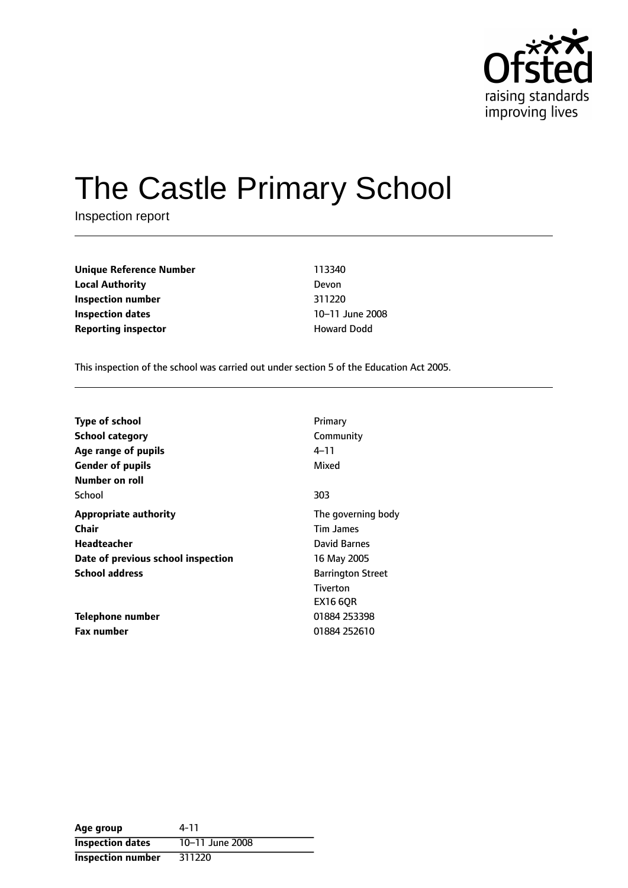Ofsted
raising standards
improving lives

# The Castle Primary School

Inspection report

| | |
|---|---|
| **Unique Reference Number** | 113340 |
| **Local Authority** | Devon |
| **Inspection number** | 311220 |
| **Inspection dates** | 10–11 June 2008 |
| **Reporting inspector** | Howard Dodd |

This inspection of the school was carried out under section 5 of the Education Act 2005.

| | |
|---|---|
| **Type of school** | Primary |
| **School category** | Community |
| **Age range of pupils** | 4–11 |
| **Gender of pupils** | Mixed |
| **Number on roll** | |
| School | 303 |
| **Appropriate authority** | The governing body |
| **Chair** | Tim James |
| **Headteacher** | David Barnes |
| **Date of previous school inspection** | 16 May 2005 |
| **School address** | Barrington Street<br>Tiverton<br>EX16 6QR |
| **Telephone number** | 01884 253398 |
| **Fax number** | 01884 252610 |

| | |
|---|---|
| **Age group** | 4-11 |
| **Inspection dates** | 10–11 June 2008 |
| **Inspection number** | 311220 |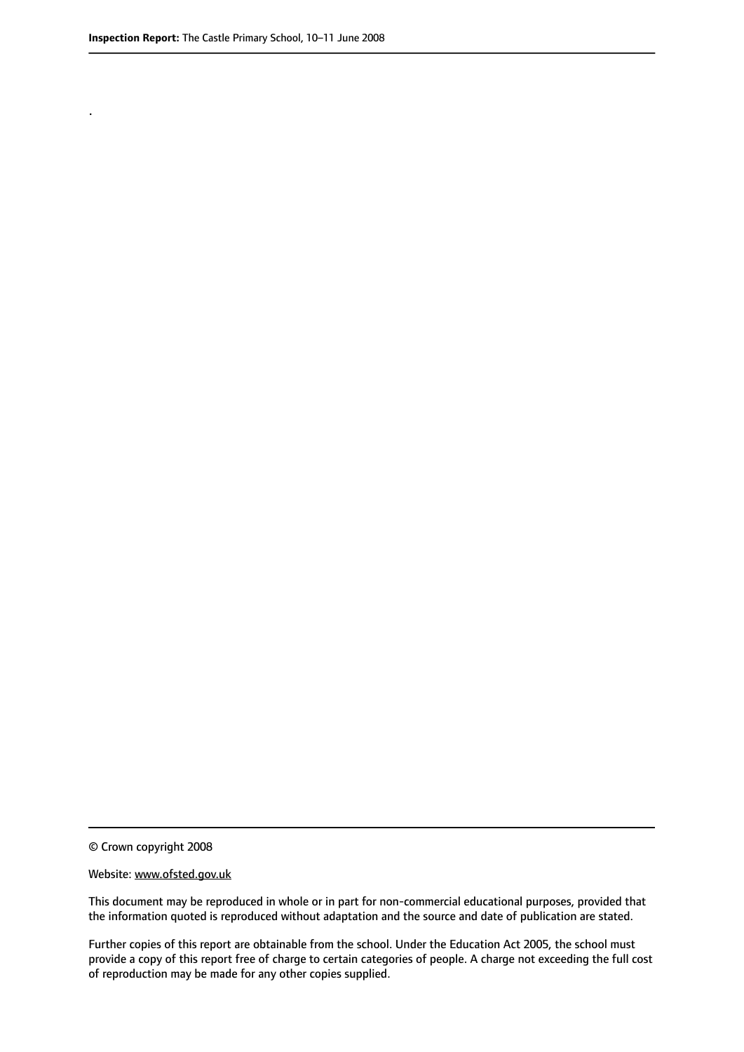.

© Crown copyright 2008

Website: www.ofsted.gov.uk

This document may be reproduced in whole or in part for non-commercial educational purposes, provided that the information quoted is reproduced without adaptation and the source and date of publication are stated.

Further copies of this report are obtainable from the school. Under the Education Act 2005, the school must provide a copy of this report free of charge to certain categories of people. A charge not exceeding the full cost of reproduction may be made for any other copies supplied.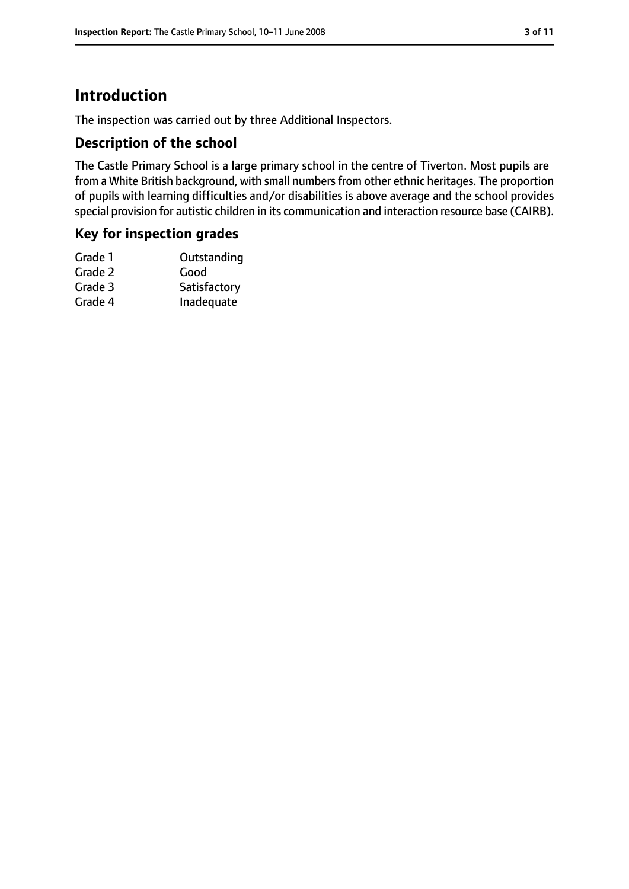# Introduction

The inspection was carried out by three Additional Inspectors.

## Description of the school

The Castle Primary School is a large primary school in the centre of Tiverton. Most pupils are from a White British background, with small numbers from other ethnic heritages. The proportion of pupils with learning difficulties and/or disabilities is above average and the school provides special provision for autistic children in its communication and interaction resource base (CAIRB).

## Key for inspection grades

| | |
|---|---|
| Grade 1 | Outstanding |
| Grade 2 | Good |
| Grade 3 | Satisfactory |
| Grade 4 | Inadequate |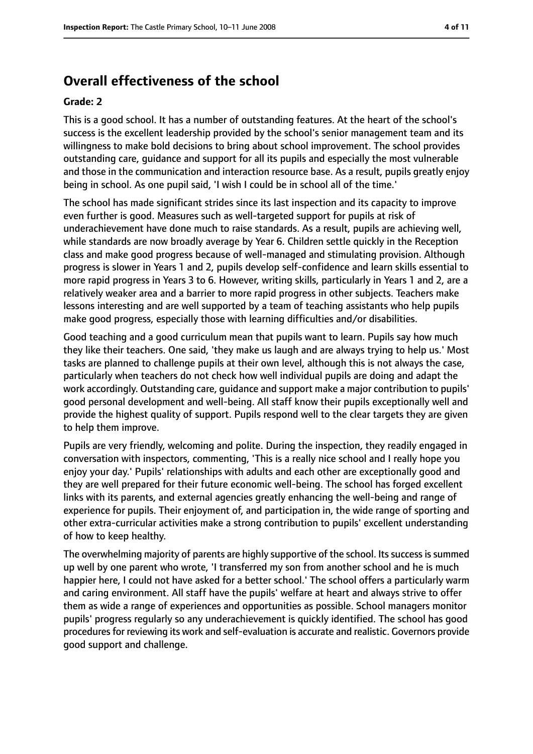## Overall effectiveness of the school

**Grade: 2**

This is a good school. It has a number of outstanding features. At the heart of the school's success is the excellent leadership provided by the school's senior management team and its willingness to make bold decisions to bring about school improvement. The school provides outstanding care, guidance and support for all its pupils and especially the most vulnerable and those in the communication and interaction resource base. As a result, pupils greatly enjoy being in school. As one pupil said, 'I wish I could be in school all of the time.'

The school has made significant strides since its last inspection and its capacity to improve even further is good. Measures such as well-targeted support for pupils at risk of underachievement have done much to raise standards. As a result, pupils are achieving well, while standards are now broadly average by Year 6. Children settle quickly in the Reception class and make good progress because of well-managed and stimulating provision. Although progress is slower in Years 1 and 2, pupils develop self-confidence and learn skills essential to more rapid progress in Years 3 to 6. However, writing skills, particularly in Years 1 and 2, are a relatively weaker area and a barrier to more rapid progress in other subjects. Teachers make lessons interesting and are well supported by a team of teaching assistants who help pupils make good progress, especially those with learning difficulties and/or disabilities.

Good teaching and a good curriculum mean that pupils want to learn. Pupils say how much they like their teachers. One said, 'they make us laugh and are always trying to help us.' Most tasks are planned to challenge pupils at their own level, although this is not always the case, particularly when teachers do not check how well individual pupils are doing and adapt the work accordingly. Outstanding care, guidance and support make a major contribution to pupils' good personal development and well-being. All staff know their pupils exceptionally well and provide the highest quality of support. Pupils respond well to the clear targets they are given to help them improve.

Pupils are very friendly, welcoming and polite. During the inspection, they readily engaged in conversation with inspectors, commenting, 'This is a really nice school and I really hope you enjoy your day.' Pupils' relationships with adults and each other are exceptionally good and they are well prepared for their future economic well-being. The school has forged excellent links with its parents, and external agencies greatly enhancing the well-being and range of experience for pupils. Their enjoyment of, and participation in, the wide range of sporting and other extra-curricular activities make a strong contribution to pupils' excellent understanding of how to keep healthy.

The overwhelming majority of parents are highly supportive of the school. Its success is summed up well by one parent who wrote, 'I transferred my son from another school and he is much happier here, I could not have asked for a better school.' The school offers a particularly warm and caring environment. All staff have the pupils' welfare at heart and always strive to offer them as wide a range of experiences and opportunities as possible. School managers monitor pupils' progress regularly so any underachievement is quickly identified. The school has good procedures for reviewing its work and self-evaluation is accurate and realistic. Governors provide good support and challenge.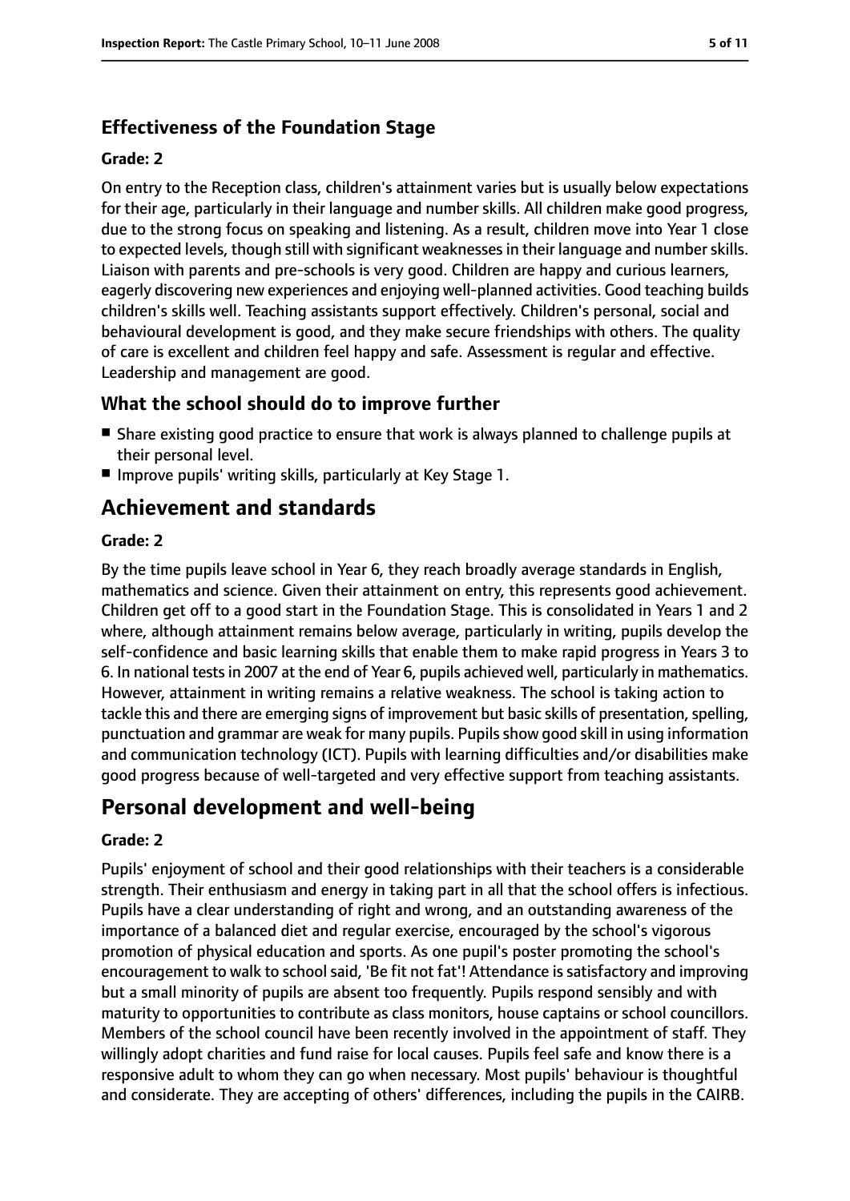### Effectiveness of the Foundation Stage

#### Grade: 2

On entry to the Reception class, children's attainment varies but is usually below expectations for their age, particularly in their language and number skills. All children make good progress, due to the strong focus on speaking and listening. As a result, children move into Year 1 close to expected levels, though still with significant weaknesses in their language and number skills. Liaison with parents and pre-schools is very good. Children are happy and curious learners, eagerly discovering new experiences and enjoying well-planned activities. Good teaching builds children's skills well. Teaching assistants support effectively. Children's personal, social and behavioural development is good, and they make secure friendships with others. The quality of care is excellent and children feel happy and safe. Assessment is regular and effective. Leadership and management are good.

### What the school should do to improve further

- Share existing good practice to ensure that work is always planned to challenge pupils at their personal level.
- Improve pupils' writing skills, particularly at Key Stage 1.

## Achievement and standards

#### Grade: 2

By the time pupils leave school in Year 6, they reach broadly average standards in English, mathematics and science. Given their attainment on entry, this represents good achievement. Children get off to a good start in the Foundation Stage. This is consolidated in Years 1 and 2 where, although attainment remains below average, particularly in writing, pupils develop the self-confidence and basic learning skills that enable them to make rapid progress in Years 3 to 6. In national tests in 2007 at the end of Year 6, pupils achieved well, particularly in mathematics. However, attainment in writing remains a relative weakness. The school is taking action to tackle this and there are emerging signs of improvement but basic skills of presentation, spelling, punctuation and grammar are weak for many pupils. Pupils show good skill in using information and communication technology (ICT). Pupils with learning difficulties and/or disabilities make good progress because of well-targeted and very effective support from teaching assistants.

## Personal development and well-being

#### Grade: 2

Pupils' enjoyment of school and their good relationships with their teachers is a considerable strength. Their enthusiasm and energy in taking part in all that the school offers is infectious. Pupils have a clear understanding of right and wrong, and an outstanding awareness of the importance of a balanced diet and regular exercise, encouraged by the school's vigorous promotion of physical education and sports. As one pupil's poster promoting the school's encouragement to walk to school said, 'Be fit not fat'! Attendance is satisfactory and improving but a small minority of pupils are absent too frequently. Pupils respond sensibly and with maturity to opportunities to contribute as class monitors, house captains or school councillors. Members of the school council have been recently involved in the appointment of staff. They willingly adopt charities and fund raise for local causes. Pupils feel safe and know there is a responsive adult to whom they can go when necessary. Most pupils' behaviour is thoughtful and considerate. They are accepting of others' differences, including the pupils in the CAIRB.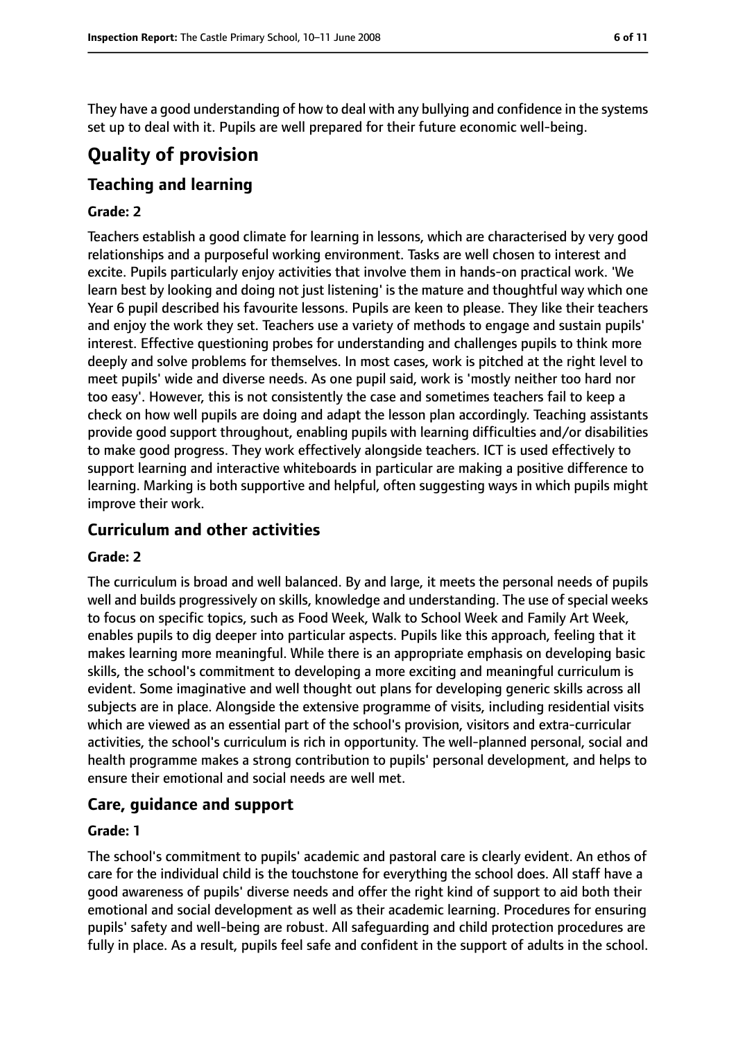They have a good understanding of how to deal with any bullying and confidence in the systems set up to deal with it. Pupils are well prepared for their future economic well-being.

# Quality of provision

## Teaching and learning

### Grade: 2

Teachers establish a good climate for learning in lessons, which are characterised by very good relationships and a purposeful working environment. Tasks are well chosen to interest and excite. Pupils particularly enjoy activities that involve them in hands-on practical work. 'We learn best by looking and doing not just listening' is the mature and thoughtful way which one Year 6 pupil described his favourite lessons. Pupils are keen to please. They like their teachers and enjoy the work they set. Teachers use a variety of methods to engage and sustain pupils' interest. Effective questioning probes for understanding and challenges pupils to think more deeply and solve problems for themselves. In most cases, work is pitched at the right level to meet pupils' wide and diverse needs. As one pupil said, work is 'mostly neither too hard nor too easy'. However, this is not consistently the case and sometimes teachers fail to keep a check on how well pupils are doing and adapt the lesson plan accordingly. Teaching assistants provide good support throughout, enabling pupils with learning difficulties and/or disabilities to make good progress. They work effectively alongside teachers. ICT is used effectively to support learning and interactive whiteboards in particular are making a positive difference to learning. Marking is both supportive and helpful, often suggesting ways in which pupils might improve their work.

## Curriculum and other activities

### Grade: 2

The curriculum is broad and well balanced. By and large, it meets the personal needs of pupils well and builds progressively on skills, knowledge and understanding. The use of special weeks to focus on specific topics, such as Food Week, Walk to School Week and Family Art Week, enables pupils to dig deeper into particular aspects. Pupils like this approach, feeling that it makes learning more meaningful. While there is an appropriate emphasis on developing basic skills, the school's commitment to developing a more exciting and meaningful curriculum is evident. Some imaginative and well thought out plans for developing generic skills across all subjects are in place. Alongside the extensive programme of visits, including residential visits which are viewed as an essential part of the school's provision, visitors and extra-curricular activities, the school's curriculum is rich in opportunity. The well-planned personal, social and health programme makes a strong contribution to pupils' personal development, and helps to ensure their emotional and social needs are well met.

## Care, guidance and support

### Grade: 1

The school's commitment to pupils' academic and pastoral care is clearly evident. An ethos of care for the individual child is the touchstone for everything the school does. All staff have a good awareness of pupils' diverse needs and offer the right kind of support to aid both their emotional and social development as well as their academic learning. Procedures for ensuring pupils' safety and well-being are robust. All safeguarding and child protection procedures are fully in place. As a result, pupils feel safe and confident in the support of adults in the school.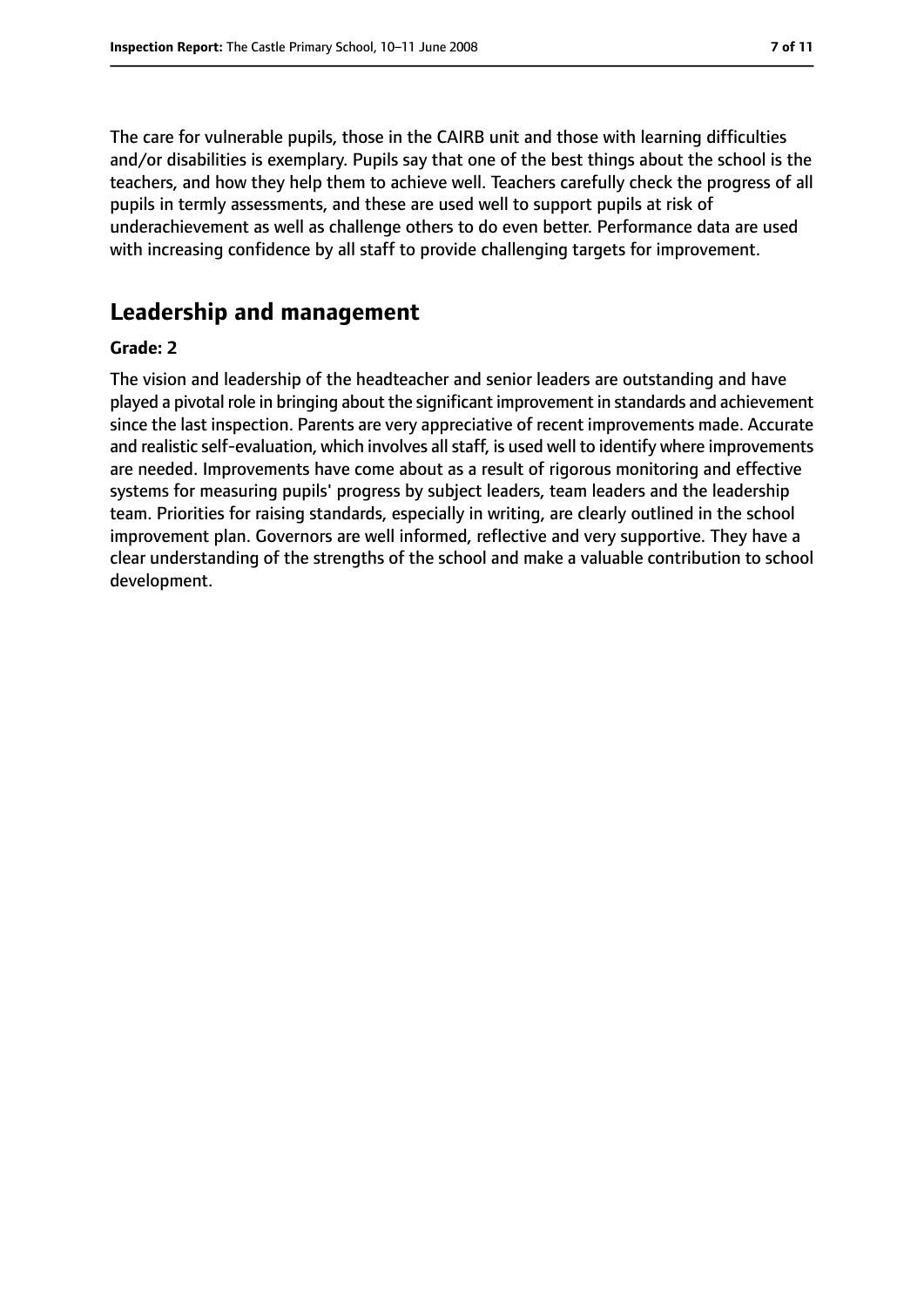The care for vulnerable pupils, those in the CAIRB unit and those with learning difficulties and/or disabilities is exemplary. Pupils say that one of the best things about the school is the teachers, and how they help them to achieve well. Teachers carefully check the progress of all pupils in termly assessments, and these are used well to support pupils at risk of underachievement as well as challenge others to do even better. Performance data are used with increasing confidence by all staff to provide challenging targets for improvement.

## Leadership and management

**Grade: 2**

The vision and leadership of the headteacher and senior leaders are outstanding and have played a pivotal role in bringing about the significant improvement in standards and achievement since the last inspection. Parents are very appreciative of recent improvements made. Accurate and realistic self-evaluation, which involves all staff, is used well to identify where improvements are needed. Improvements have come about as a result of rigorous monitoring and effective systems for measuring pupils' progress by subject leaders, team leaders and the leadership team. Priorities for raising standards, especially in writing, are clearly outlined in the school improvement plan. Governors are well informed, reflective and very supportive. They have a clear understanding of the strengths of the school and make a valuable contribution to school development.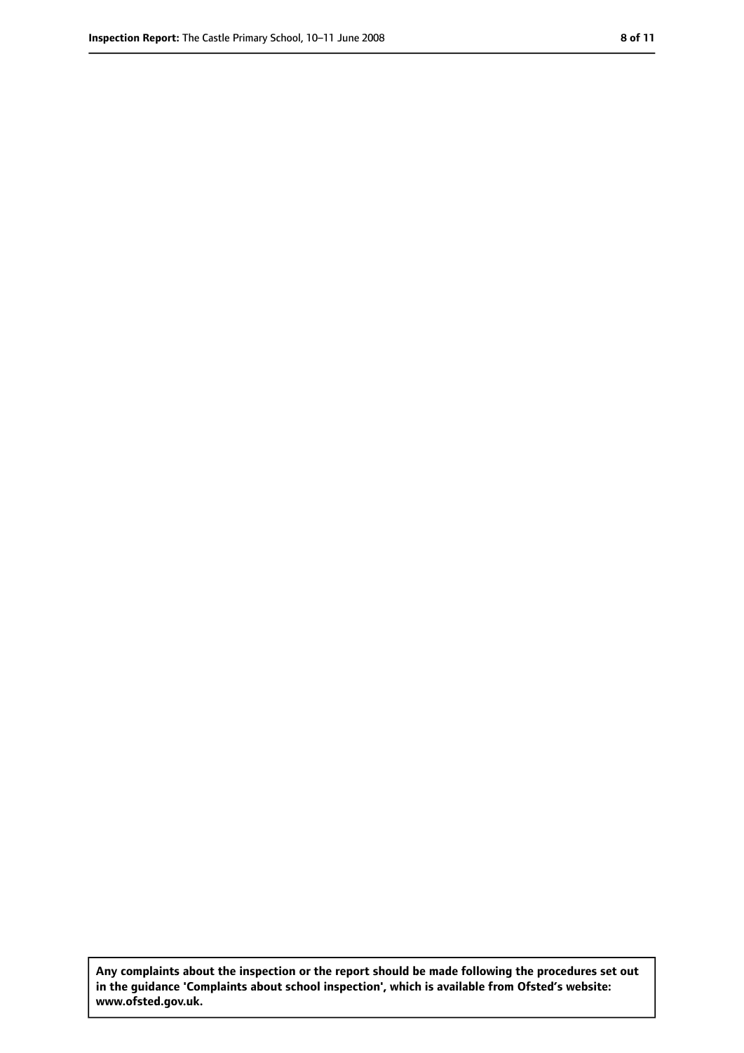**Any complaints about the inspection or the report should be made following the procedures set out in the guidance 'Complaints about school inspection', which is available from Ofsted's website: www.ofsted.gov.uk.**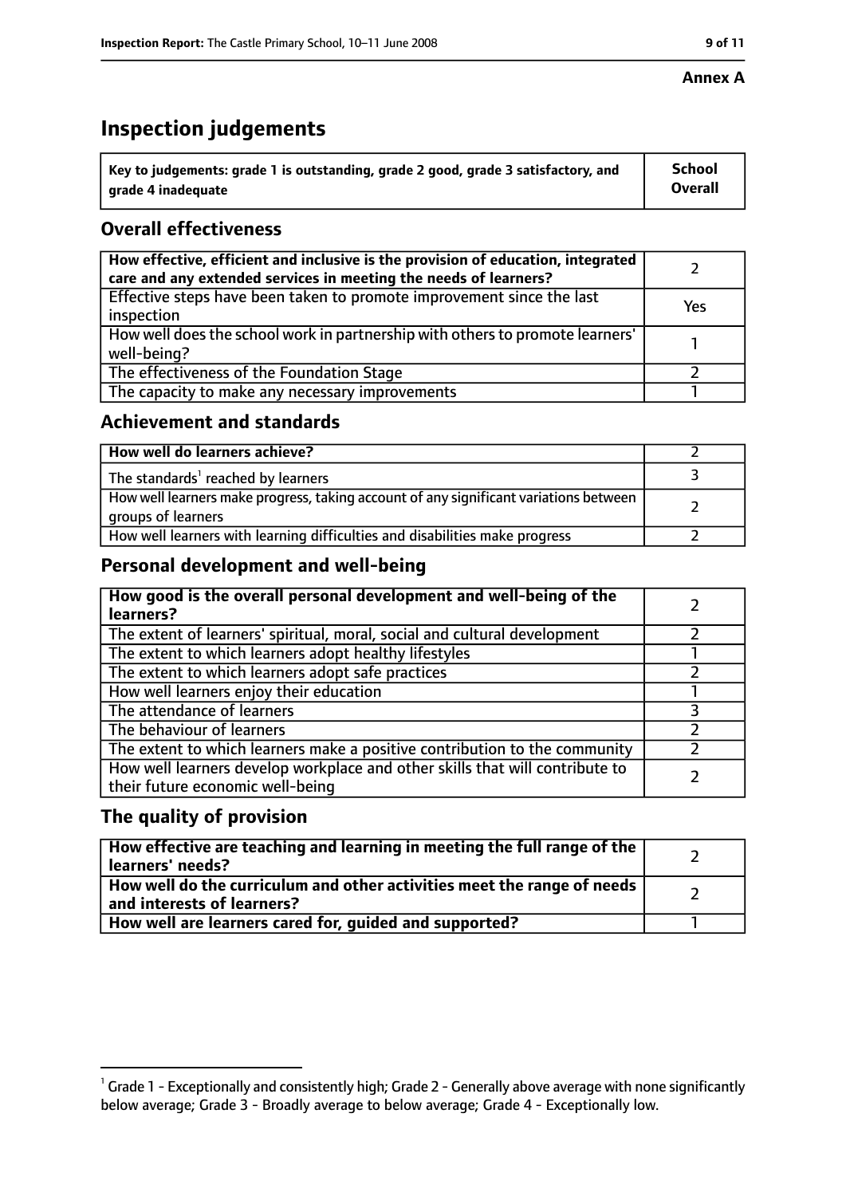Annex A

# Inspection judgements

| Key to judgements: grade 1 is outstanding, grade 2 good, grade 3 satisfactory, and grade 4 inadequate | School Overall |
|---|---|

## Overall effectiveness

| | |
|---|---|
| **How effective, efficient and inclusive is the provision of education, integrated care and any extended services in meeting the needs of learners?** | 2 |
| Effective steps have been taken to promote improvement since the last inspection | Yes |
| How well does the school work in partnership with others to promote learners' well-being? | 1 |
| The effectiveness of the Foundation Stage | 2 |
| The capacity to make any necessary improvements | 1 |

## Achievement and standards

| | |
|---|---|
| **How well do learners achieve?** | 2 |
| The standards[1] reached by learners | 3 |
| How well learners make progress, taking account of any significant variations between groups of learners | 2 |
| How well learners with learning difficulties and disabilities make progress | 2 |

## Personal development and well-being

| | |
|---|---|
| **How good is the overall personal development and well-being of the learners?** | 2 |
| The extent of learners' spiritual, moral, social and cultural development | 2 |
| The extent to which learners adopt healthy lifestyles | 1 |
| The extent to which learners adopt safe practices | 2 |
| How well learners enjoy their education | 1 |
| The attendance of learners | 3 |
| The behaviour of learners | 2 |
| The extent to which learners make a positive contribution to the community | 2 |
| How well learners develop workplace and other skills that will contribute to their future economic well-being | 2 |

## The quality of provision

| | |
|---|---|
| **How effective are teaching and learning in meeting the full range of the learners' needs?** | 2 |
| **How well do the curriculum and other activities meet the range of needs and interests of learners?** | 2 |
| **How well are learners cared for, guided and supported?** | 1 |

[1] Grade 1 - Exceptionally and consistently high; Grade 2 - Generally above average with none significantly below average; Grade 3 - Broadly average to below average; Grade 4 - Exceptionally low.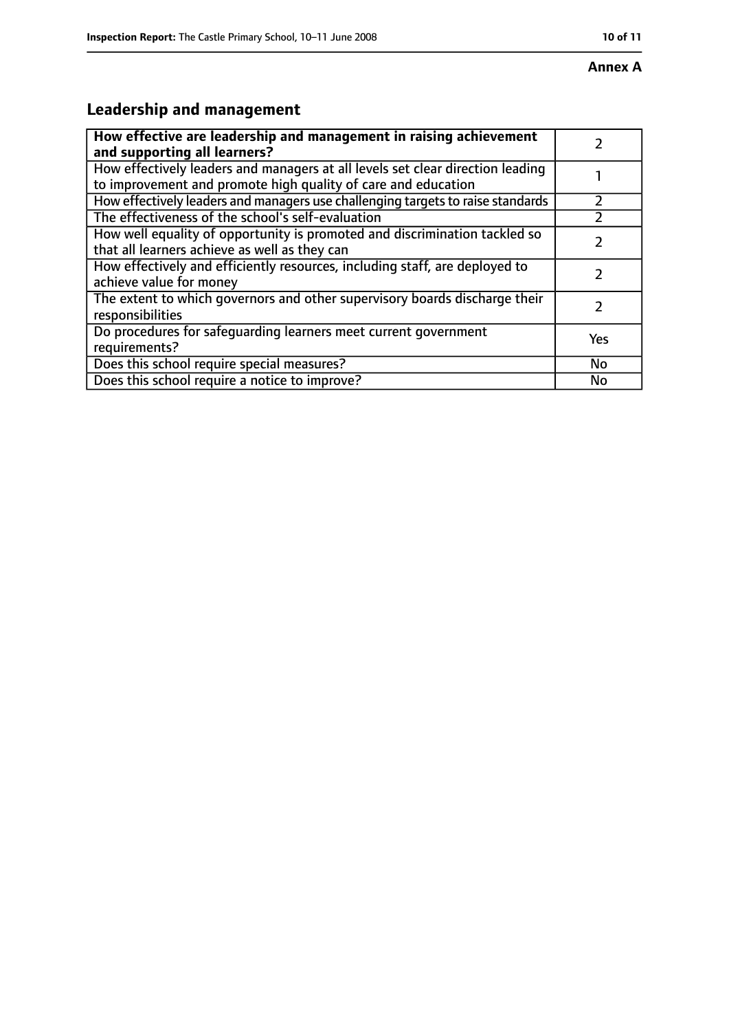**Annex A**

## Leadership and management

| | |
|---|---|
| **How effective are leadership and management in raising achievement and supporting all learners?** | 2 |
| How effectively leaders and managers at all levels set clear direction leading to improvement and promote high quality of care and education | 1 |
| How effectively leaders and managers use challenging targets to raise standards | 2 |
| The effectiveness of the school's self-evaluation | 2 |
| How well equality of opportunity is promoted and discrimination tackled so that all learners achieve as well as they can | 2 |
| How effectively and efficiently resources, including staff, are deployed to achieve value for money | 2 |
| The extent to which governors and other supervisory boards discharge their responsibilities | 2 |
| Do procedures for safeguarding learners meet current government requirements? | Yes |
| Does this school require special measures? | No |
| Does this school require a notice to improve? | No |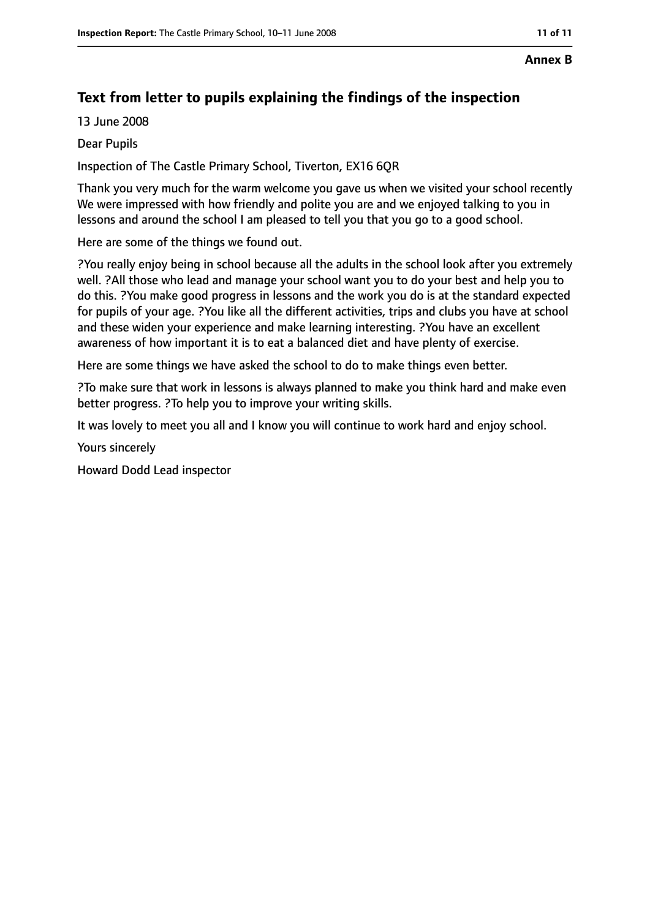**Annex B**

## Text from letter to pupils explaining the findings of the inspection

13 June 2008

Dear Pupils

Inspection of The Castle Primary School, Tiverton, EX16 6QR

Thank you very much for the warm welcome you gave us when we visited your school recently We were impressed with how friendly and polite you are and we enjoyed talking to you in lessons and around the school I am pleased to tell you that you go to a good school.

Here are some of the things we found out.

?You really enjoy being in school because all the adults in the school look after you extremely well. ?All those who lead and manage your school want you to do your best and help you to do this. ?You make good progress in lessons and the work you do is at the standard expected for pupils of your age. ?You like all the different activities, trips and clubs you have at school and these widen your experience and make learning interesting. ?You have an excellent awareness of how important it is to eat a balanced diet and have plenty of exercise.

Here are some things we have asked the school to do to make things even better.

?To make sure that work in lessons is always planned to make you think hard and make even better progress. ?To help you to improve your writing skills.

It was lovely to meet you all and I know you will continue to work hard and enjoy school.

Yours sincerely

Howard Dodd Lead inspector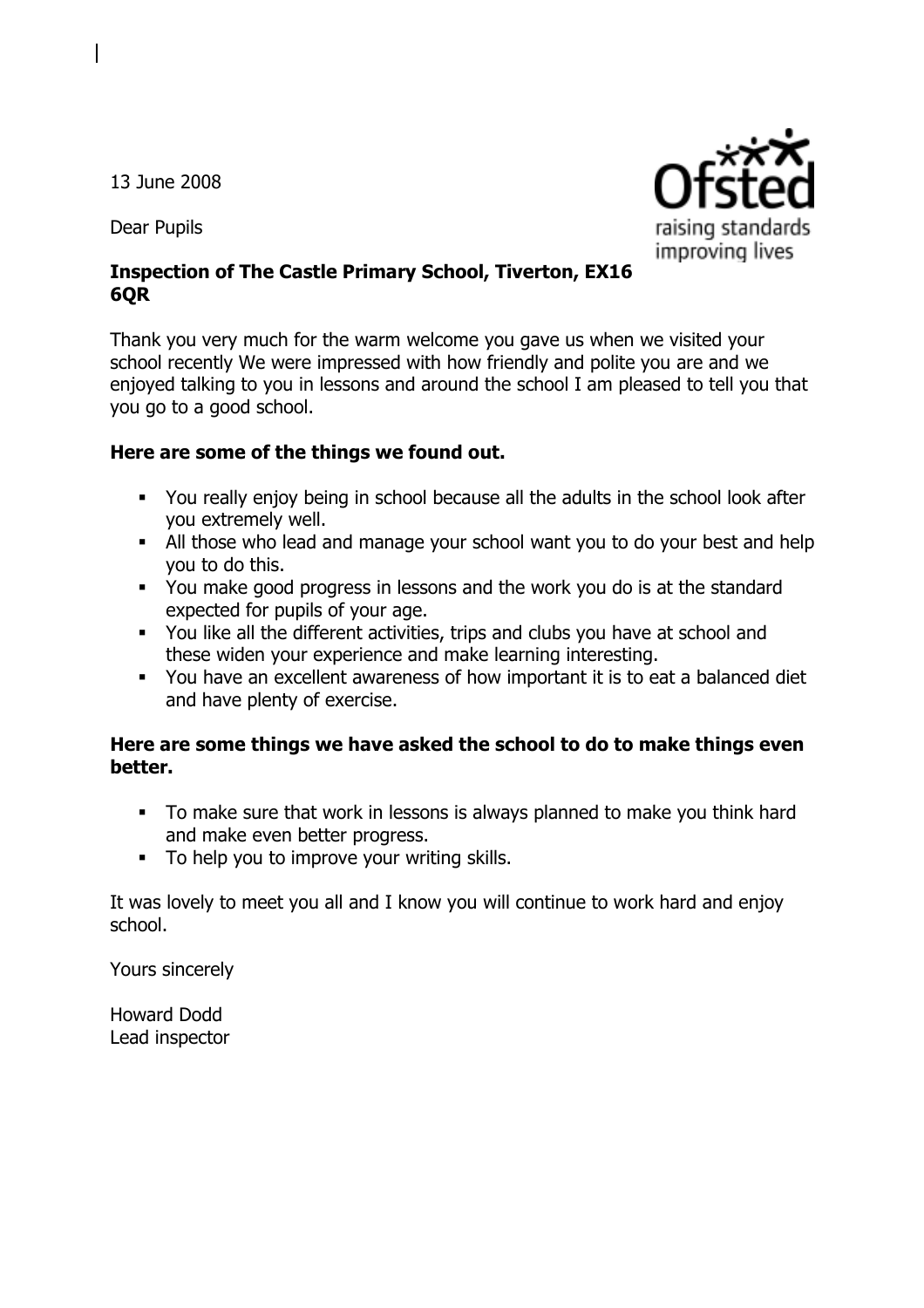13 June 2008

Dear Pupils

**Inspection of The Castle Primary School, Tiverton, EX16 6QR**

Thank you very much for the warm welcome you gave us when we visited your school recently We were impressed with how friendly and polite you are and we enjoyed talking to you in lessons and around the school I am pleased to tell you that you go to a good school.

**Here are some of the things we found out.**

- You really enjoy being in school because all the adults in the school look after you extremely well.
- All those who lead and manage your school want you to do your best and help you to do this.
- You make good progress in lessons and the work you do is at the standard expected for pupils of your age.
- You like all the different activities, trips and clubs you have at school and these widen your experience and make learning interesting.
- You have an excellent awareness of how important it is to eat a balanced diet and have plenty of exercise.

**Here are some things we have asked the school to do to make things even better.**

- To make sure that work in lessons is always planned to make you think hard and make even better progress.
- To help you to improve your writing skills.

It was lovely to meet you all and I know you will continue to work hard and enjoy school.

Yours sincerely

Howard Dodd
Lead inspector